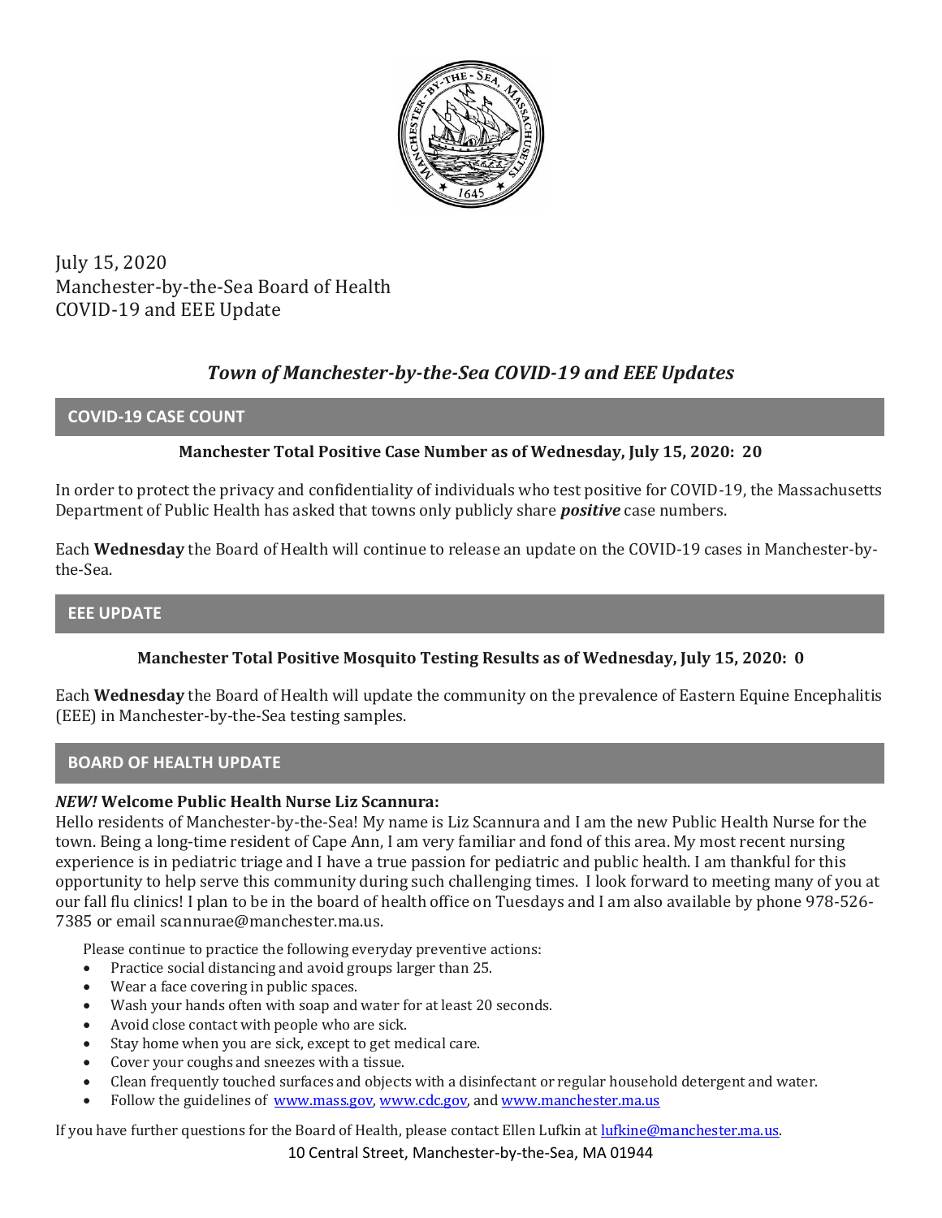July 15, 2020
Manchester-by-the-Sea Board of Health
COVID-19 and EEE Update

# *Town of Manchester-by-the-Sea COVID-19 and EEE Updates*

## COVID-19 CASE COUNT

**Manchester Total Positive Case Number as of Wednesday, July 15, 2020: 20**

In order to protect the privacy and confidentiality of individuals who test positive for COVID-19, the Massachusetts Department of Public Health has asked that towns only publicly share ***positive*** case numbers.

Each **Wednesday** the Board of Health will continue to release an update on the COVID-19 cases in Manchester-by-the-Sea.

## EEE UPDATE

**Manchester Total Positive Mosquito Testing Results as of Wednesday, July 15, 2020: 0**

Each **Wednesday** the Board of Health will update the community on the prevalence of Eastern Equine Encephalitis (EEE) in Manchester-by-the-Sea testing samples.

## BOARD OF HEALTH UPDATE

***NEW!* Welcome Public Health Nurse Liz Scannura:**
Hello residents of Manchester-by-the-Sea! My name is Liz Scannura and I am the new Public Health Nurse for the town. Being a long-time resident of Cape Ann, I am very familiar and fond of this area. My most recent nursing experience is in pediatric triage and I have a true passion for pediatric and public health. I am thankful for this opportunity to help serve this community during such challenging times. I look forward to meeting many of you at our fall flu clinics! I plan to be in the board of health office on Tuesdays and I am also available by phone 978-526-7385 or email scannurae@manchester.ma.us.

Please continue to practice the following everyday preventive actions:

- Practice social distancing and avoid groups larger than 25.
- Wear a face covering in public spaces.
- Wash your hands often with soap and water for at least 20 seconds.
- Avoid close contact with people who are sick.
- Stay home when you are sick, except to get medical care.
- Cover your coughs and sneezes with a tissue.
- Clean frequently touched surfaces and objects with a disinfectant or regular household detergent and water.
- Follow the guidelines of www.mass.gov, www.cdc.gov, and www.manchester.ma.us

If you have further questions for the Board of Health, please contact Ellen Lufkin at lufkine@manchester.ma.us.

10 Central Street, Manchester-by-the-Sea, MA 01944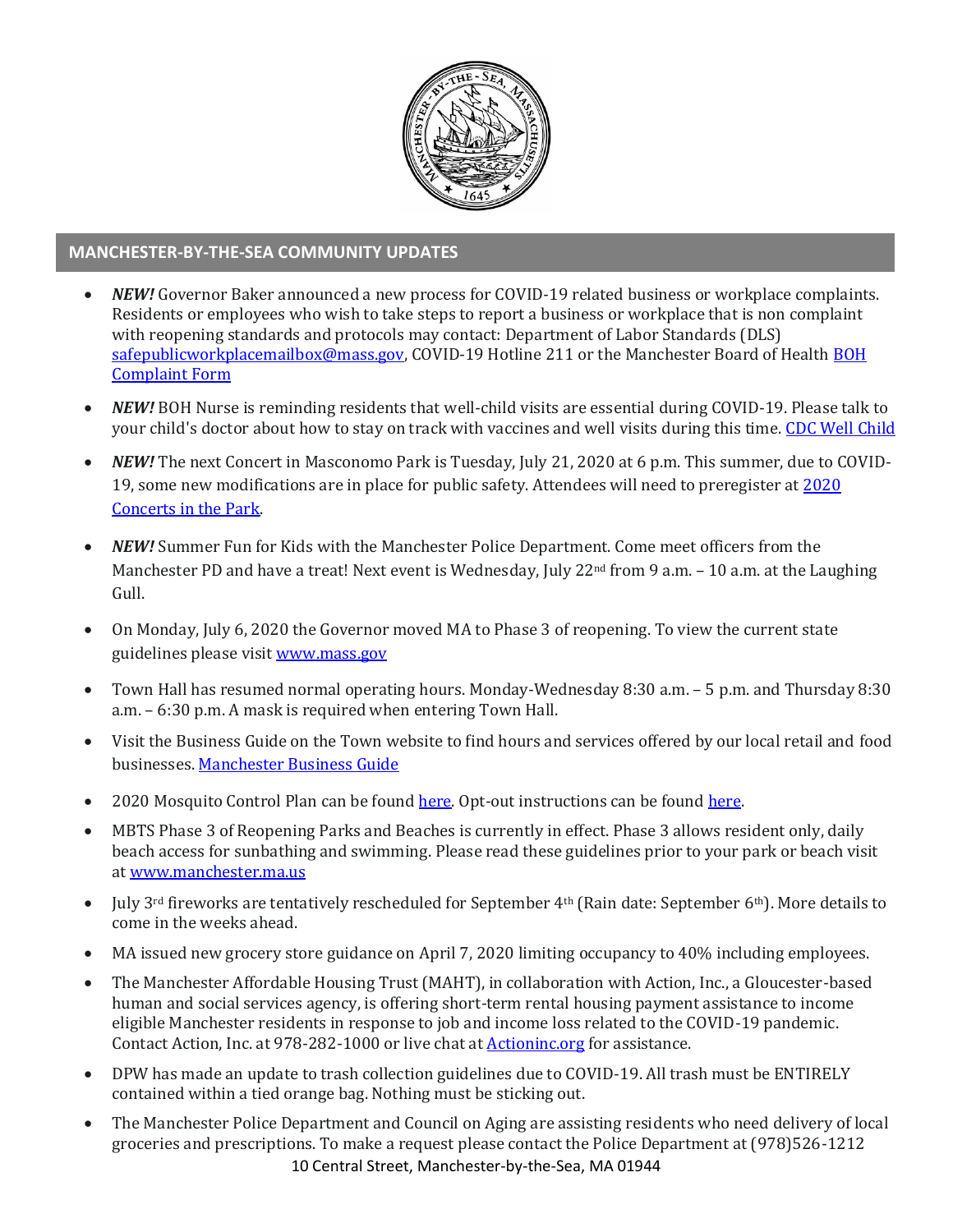## MANCHESTER-BY-THE-SEA COMMUNITY UPDATES

- ***NEW!*** Governor Baker announced a new process for COVID-19 related business or workplace complaints. Residents or employees who wish to take steps to report a business or workplace that is non complaint with reopening standards and protocols may contact: Department of Labor Standards (DLS) safepublicworkplacemailbox@mass.gov, COVID-19 Hotline 211 or the Manchester Board of Health BOH Complaint Form
- ***NEW!*** BOH Nurse is reminding residents that well-child visits are essential during COVID-19. Please talk to your child's doctor about how to stay on track with vaccines and well visits during this time. CDC Well Child
- ***NEW!*** The next Concert in Masconomo Park is Tuesday, July 21, 2020 at 6 p.m. This summer, due to COVID-19, some new modifications are in place for public safety. Attendees will need to preregister at 2020 Concerts in the Park.
- ***NEW!*** Summer Fun for Kids with the Manchester Police Department. Come meet officers from the Manchester PD and have a treat! Next event is Wednesday, July 22nd from 9 a.m. – 10 a.m. at the Laughing Gull.
- On Monday, July 6, 2020 the Governor moved MA to Phase 3 of reopening. To view the current state guidelines please visit www.mass.gov
- Town Hall has resumed normal operating hours. Monday-Wednesday 8:30 a.m. – 5 p.m. and Thursday 8:30 a.m. – 6:30 p.m. A mask is required when entering Town Hall.
- Visit the Business Guide on the Town website to find hours and services offered by our local retail and food businesses. Manchester Business Guide
- 2020 Mosquito Control Plan can be found here. Opt-out instructions can be found here.
- MBTS Phase 3 of Reopening Parks and Beaches is currently in effect. Phase 3 allows resident only, daily beach access for sunbathing and swimming. Please read these guidelines prior to your park or beach visit at www.manchester.ma.us
- July 3rd fireworks are tentatively rescheduled for September 4th (Rain date: September 6th). More details to come in the weeks ahead.
- MA issued new grocery store guidance on April 7, 2020 limiting occupancy to 40% including employees.
- The Manchester Affordable Housing Trust (MAHT), in collaboration with Action, Inc., a Gloucester-based human and social services agency, is offering short-term rental housing payment assistance to income eligible Manchester residents in response to job and income loss related to the COVID-19 pandemic. Contact Action, Inc. at 978-282-1000 or live chat at Actioninc.org for assistance.
- DPW has made an update to trash collection guidelines due to COVID-19. All trash must be ENTIRELY contained within a tied orange bag. Nothing must be sticking out.
- The Manchester Police Department and Council on Aging are assisting residents who need delivery of local groceries and prescriptions. To make a request please contact the Police Department at (978)526-1212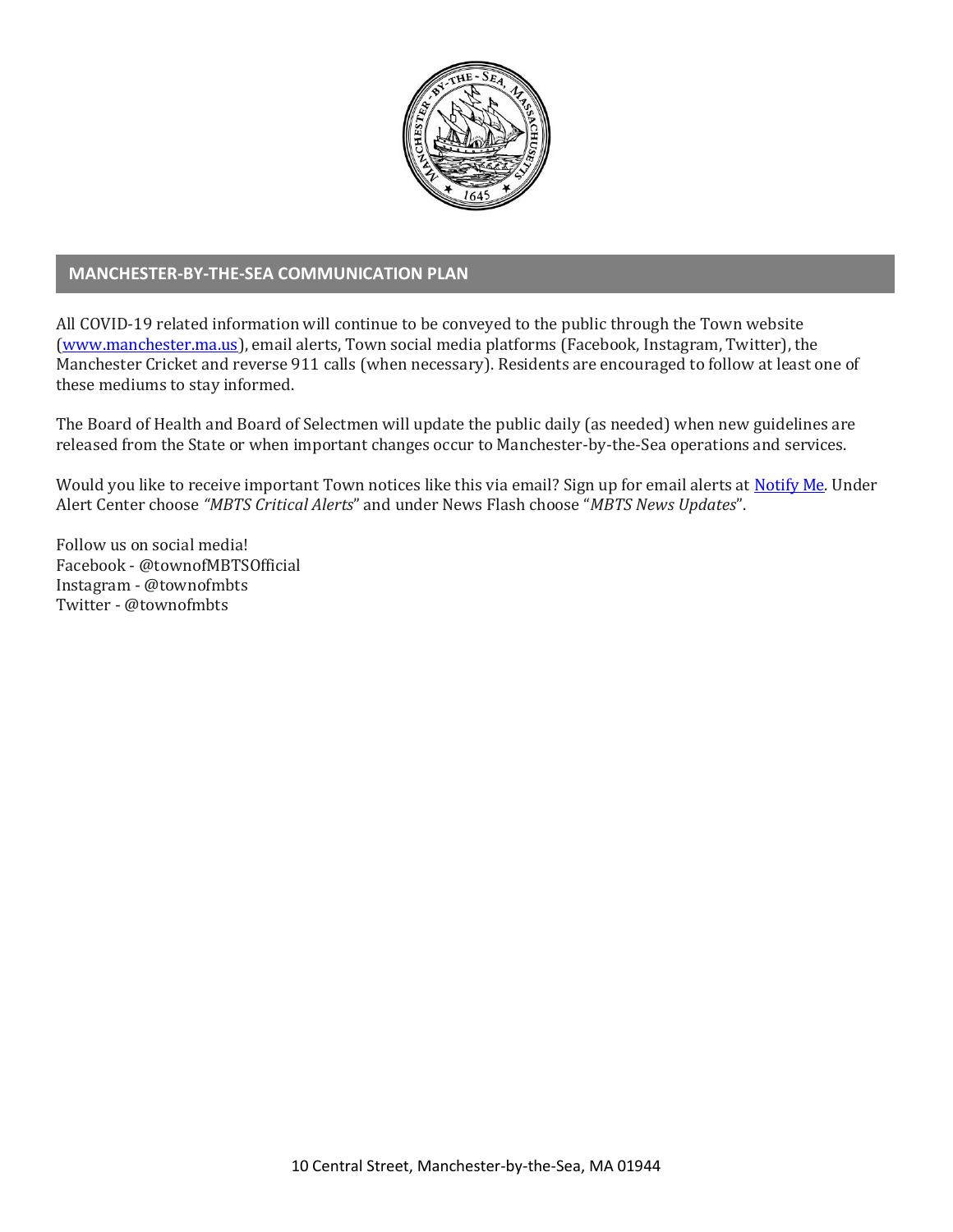## MANCHESTER-BY-THE-SEA COMMUNICATION PLAN

All COVID-19 related information will continue to be conveyed to the public through the Town website (www.manchester.ma.us), email alerts, Town social media platforms (Facebook, Instagram, Twitter), the Manchester Cricket and reverse 911 calls (when necessary). Residents are encouraged to follow at least one of these mediums to stay informed.

The Board of Health and Board of Selectmen will update the public daily (as needed) when new guidelines are released from the State or when important changes occur to Manchester-by-the-Sea operations and services.

Would you like to receive important Town notices like this via email? Sign up for email alerts at Notify Me. Under Alert Center choose *"MBTS Critical Alerts*" and under News Flash choose "*MBTS News Updates*".

Follow us on social media!
Facebook - @townofMBTSOfficial
Instagram - @townofmbts
Twitter - @townofmbts

10 Central Street, Manchester-by-the-Sea, MA 01944